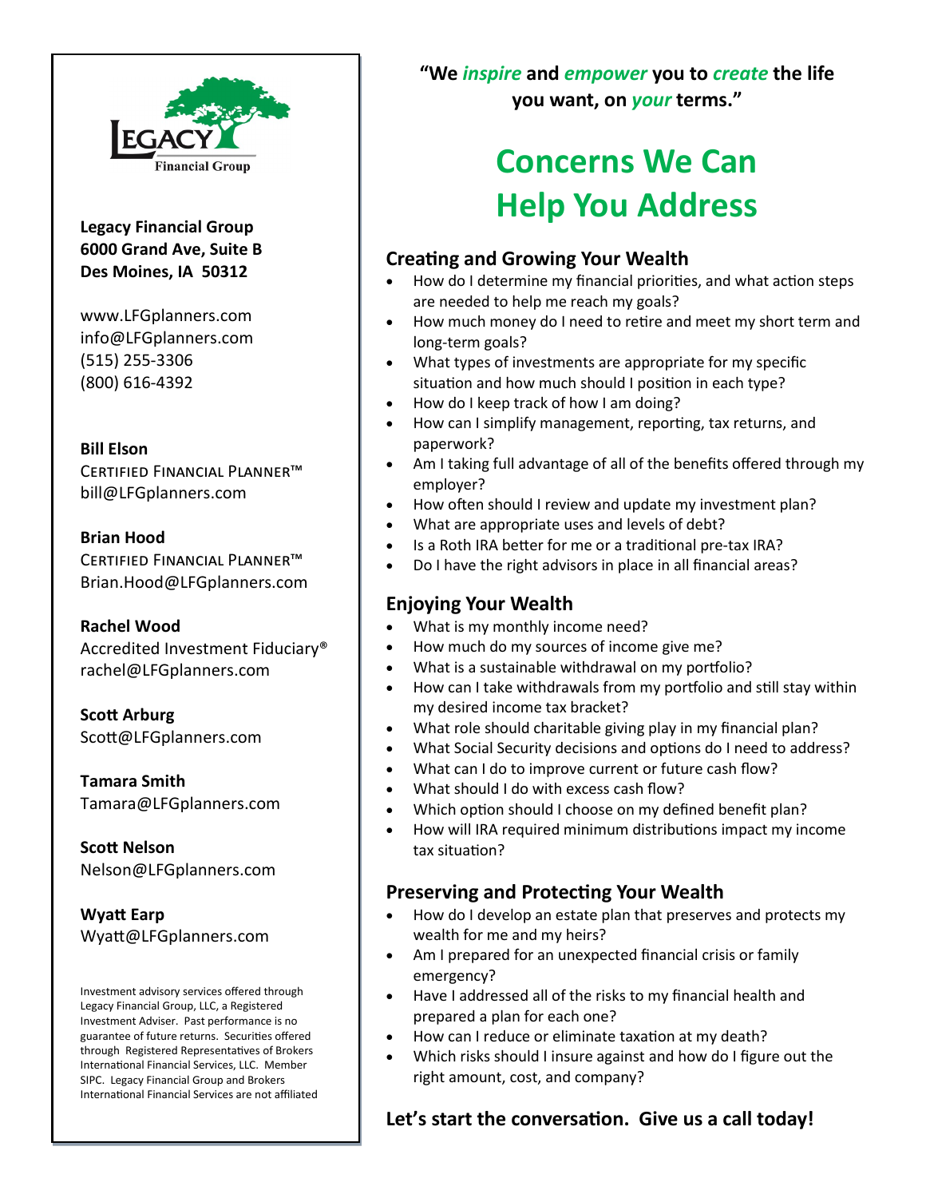Legacy Financial Group

**Legacy Financial Group**
**6000 Grand Ave, Suite B**
**Des Moines, IA 50312**

www.LFGplanners.com
info@LFGplanners.com
(515) 255-3306
(800) 616-4392

**Bill Elson**
Certified Financial Planner™
bill@LFGplanners.com

**Brian Hood**
Certified Financial Planner™
Brian.Hood@LFGplanners.com

**Rachel Wood**
Accredited Investment Fiduciary®
rachel@LFGplanners.com

**Scott Arburg**
Scott@LFGplanners.com

**Tamara Smith**
Tamara@LFGplanners.com

**Scott Nelson**
Nelson@LFGplanners.com

**Wyatt Earp**
Wyatt@LFGplanners.com

Investment advisory services offered through Legacy Financial Group, LLC, a Registered Investment Adviser. Past performance is no guarantee of future returns. Securities offered through Registered Representatives of Brokers International Financial Services, LLC. Member SIPC. Legacy Financial Group and Brokers International Financial Services are not affiliated

**"We *inspire* and *empower* you to *create* the life you want, on *your* terms."**

# Concerns We Can Help You Address

## Creating and Growing Your Wealth

- How do I determine my financial priorities, and what action steps are needed to help me reach my goals?
- How much money do I need to retire and meet my short term and long-term goals?
- What types of investments are appropriate for my specific situation and how much should I position in each type?
- How do I keep track of how I am doing?
- How can I simplify management, reporting, tax returns, and paperwork?
- Am I taking full advantage of all of the benefits offered through my employer?
- How often should I review and update my investment plan?
- What are appropriate uses and levels of debt?
- Is a Roth IRA better for me or a traditional pre-tax IRA?
- Do I have the right advisors in place in all financial areas?

## Enjoying Your Wealth

- What is my monthly income need?
- How much do my sources of income give me?
- What is a sustainable withdrawal on my portfolio?
- How can I take withdrawals from my portfolio and still stay within my desired income tax bracket?
- What role should charitable giving play in my financial plan?
- What Social Security decisions and options do I need to address?
- What can I do to improve current or future cash flow?
- What should I do with excess cash flow?
- Which option should I choose on my defined benefit plan?
- How will IRA required minimum distributions impact my income tax situation?

## Preserving and Protecting Your Wealth

- How do I develop an estate plan that preserves and protects my wealth for me and my heirs?
- Am I prepared for an unexpected financial crisis or family emergency?
- Have I addressed all of the risks to my financial health and prepared a plan for each one?
- How can I reduce or eliminate taxation at my death?
- Which risks should I insure against and how do I figure out the right amount, cost, and company?

**Let's start the conversation. Give us a call today!**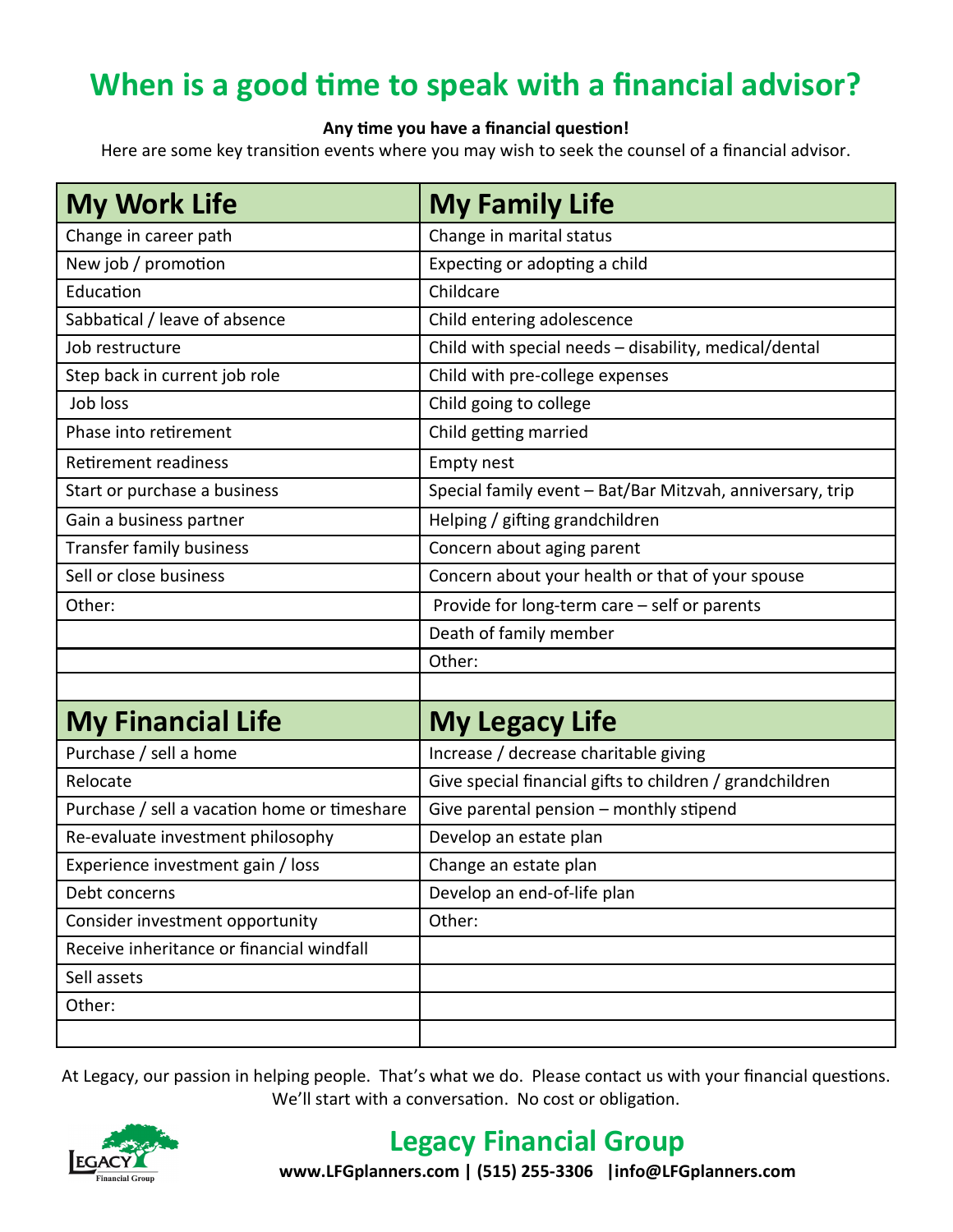# When is a good time to speak with a financial advisor?

**Any time you have a financial question!**

Here are some key transition events where you may wish to seek the counsel of a financial advisor.

| My Work Life | My Family Life |
|---|---|
| Change in career path | Change in marital status |
| New job / promotion | Expecting or adopting a child |
| Education | Childcare |
| Sabbatical / leave of absence | Child entering adolescence |
| Job restructure | Child with special needs – disability, medical/dental |
| Step back in current job role | Child with pre-college expenses |
| Job loss | Child going to college |
| Phase into retirement | Child getting married |
| Retirement readiness | Empty nest |
| Start or purchase a business | Special family event – Bat/Bar Mitzvah, anniversary, trip |
| Gain a business partner | Helping / gifting grandchildren |
| Transfer family business | Concern about aging parent |
| Sell or close business | Concern about your health or that of your spouse |
| Other: | Provide for long-term care – self or parents |
| | Death of family member |
| | Other: |
| | |

| My Financial Life | My Legacy Life |
|---|---|
| Purchase / sell a home | Increase / decrease charitable giving |
| Relocate | Give special financial gifts to children / grandchildren |
| Purchase / sell a vacation home or timeshare | Give parental pension – monthly stipend |
| Re-evaluate investment philosophy | Develop an estate plan |
| Experience investment gain / loss | Change an estate plan |
| Debt concerns | Develop an end-of-life plan |
| Consider investment opportunity | Other: |
| Receive inheritance or financial windfall | |
| Sell assets | |
| Other: | |
| | |

At Legacy, our passion in helping people. That's what we do. Please contact us with your financial questions. We'll start with a conversation. No cost or obligation.

LEGACY Financial Group

## Legacy Financial Group

**www.LFGplanners.com | (515) 255-3306 |info@LFGplanners.com**